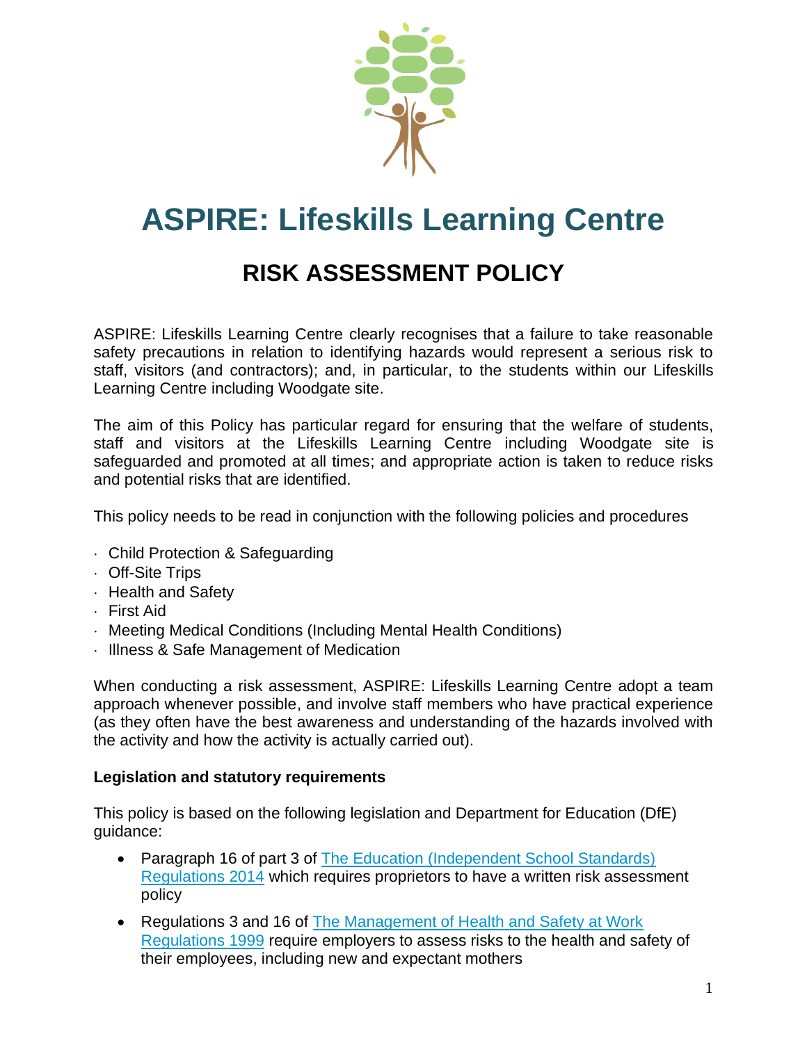# ASPIRE: Lifeskills Learning Centre

## RISK ASSESSMENT POLICY

ASPIRE: Lifeskills Learning Centre clearly recognises that a failure to take reasonable safety precautions in relation to identifying hazards would represent a serious risk to staff, visitors (and contractors); and, in particular, to the students within our Lifeskills Learning Centre including Woodgate site.

The aim of this Policy has particular regard for ensuring that the welfare of students, staff and visitors at the Lifeskills Learning Centre including Woodgate site is safeguarded and promoted at all times; and appropriate action is taken to reduce risks and potential risks that are identified.

This policy needs to be read in conjunction with the following policies and procedures

- Child Protection & Safeguarding
- Off-Site Trips
- Health and Safety
- First Aid
- Meeting Medical Conditions (Including Mental Health Conditions)
- Illness & Safe Management of Medication

When conducting a risk assessment, ASPIRE: Lifeskills Learning Centre adopt a team approach whenever possible, and involve staff members who have practical experience (as they often have the best awareness and understanding of the hazards involved with the activity and how the activity is actually carried out).

**Legislation and statutory requirements**

This policy is based on the following legislation and Department for Education (DfE) guidance:

- Paragraph 16 of part 3 of The Education (Independent School Standards) Regulations 2014 which requires proprietors to have a written risk assessment policy
- Regulations 3 and 16 of The Management of Health and Safety at Work Regulations 1999 require employers to assess risks to the health and safety of their employees, including new and expectant mothers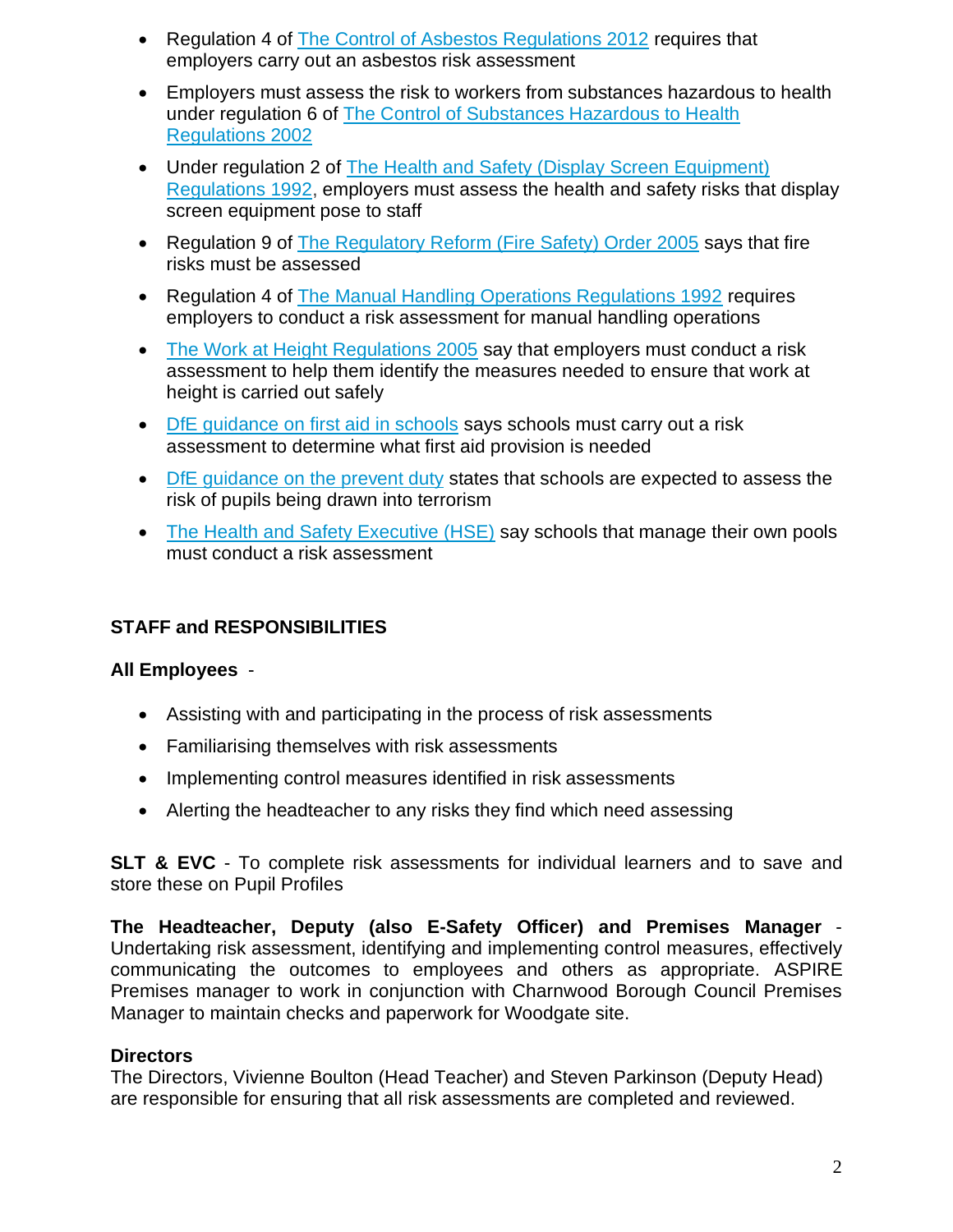- Regulation 4 of The Control of Asbestos Regulations 2012 requires that employers carry out an asbestos risk assessment
- Employers must assess the risk to workers from substances hazardous to health under regulation 6 of The Control of Substances Hazardous to Health Regulations 2002
- Under regulation 2 of The Health and Safety (Display Screen Equipment) Regulations 1992, employers must assess the health and safety risks that display screen equipment pose to staff
- Regulation 9 of The Regulatory Reform (Fire Safety) Order 2005 says that fire risks must be assessed
- Regulation 4 of The Manual Handling Operations Regulations 1992 requires employers to conduct a risk assessment for manual handling operations
- The Work at Height Regulations 2005 say that employers must conduct a risk assessment to help them identify the measures needed to ensure that work at height is carried out safely
- DfE guidance on first aid in schools says schools must carry out a risk assessment to determine what first aid provision is needed
- DfE guidance on the prevent duty states that schools are expected to assess the risk of pupils being drawn into terrorism
- The Health and Safety Executive (HSE) say schools that manage their own pools must conduct a risk assessment

## STAFF and RESPONSIBILITIES

**All Employees** -

- Assisting with and participating in the process of risk assessments
- Familiarising themselves with risk assessments
- Implementing control measures identified in risk assessments
- Alerting the headteacher to any risks they find which need assessing

**SLT & EVC** - To complete risk assessments for individual learners and to save and store these on Pupil Profiles

**The Headteacher, Deputy (also E-Safety Officer) and Premises Manager** - Undertaking risk assessment, identifying and implementing control measures, effectively communicating the outcomes to employees and others as appropriate. ASPIRE Premises manager to work in conjunction with Charnwood Borough Council Premises Manager to maintain checks and paperwork for Woodgate site.

**Directors**
The Directors, Vivienne Boulton (Head Teacher) and Steven Parkinson (Deputy Head) are responsible for ensuring that all risk assessments are completed and reviewed.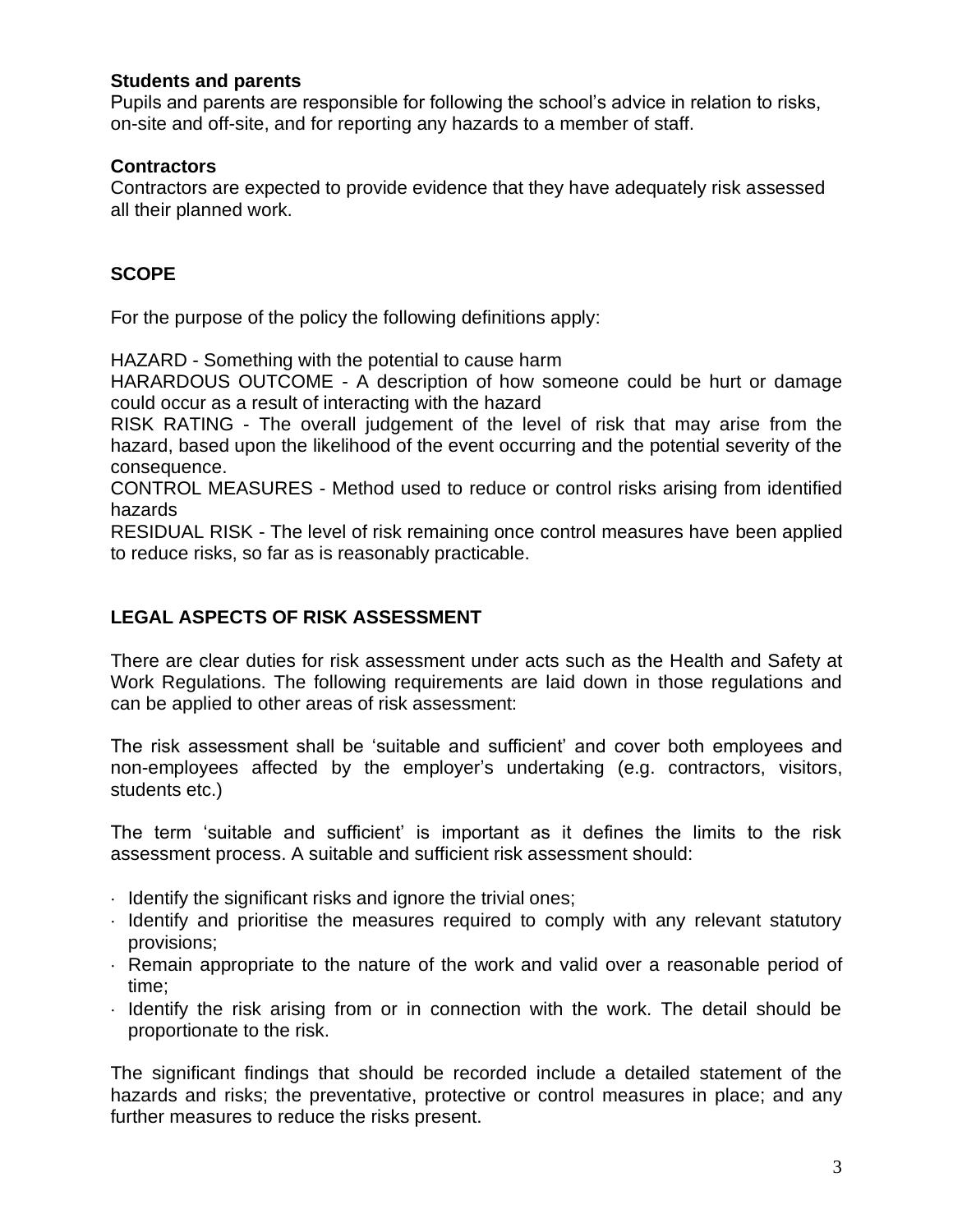**Students and parents**

Pupils and parents are responsible for following the school's advice in relation to risks, on-site and off-site, and for reporting any hazards to a member of staff.

**Contractors**

Contractors are expected to provide evidence that they have adequately risk assessed all their planned work.

## SCOPE

For the purpose of the policy the following definitions apply:

HAZARD - Something with the potential to cause harm
HARARDOUS OUTCOME - A description of how someone could be hurt or damage could occur as a result of interacting with the hazard
RISK RATING - The overall judgement of the level of risk that may arise from the hazard, based upon the likelihood of the event occurring and the potential severity of the consequence.
CONTROL MEASURES - Method used to reduce or control risks arising from identified hazards
RESIDUAL RISK - The level of risk remaining once control measures have been applied to reduce risks, so far as is reasonably practicable.

## LEGAL ASPECTS OF RISK ASSESSMENT

There are clear duties for risk assessment under acts such as the Health and Safety at Work Regulations. The following requirements are laid down in those regulations and can be applied to other areas of risk assessment:

The risk assessment shall be 'suitable and sufficient' and cover both employees and non-employees affected by the employer's undertaking (e.g. contractors, visitors, students etc.)

The term 'suitable and sufficient' is important as it defines the limits to the risk assessment process. A suitable and sufficient risk assessment should:

- Identify the significant risks and ignore the trivial ones;
- Identify and prioritise the measures required to comply with any relevant statutory provisions;
- Remain appropriate to the nature of the work and valid over a reasonable period of time;
- Identify the risk arising from or in connection with the work. The detail should be proportionate to the risk.

The significant findings that should be recorded include a detailed statement of the hazards and risks; the preventative, protective or control measures in place; and any further measures to reduce the risks present.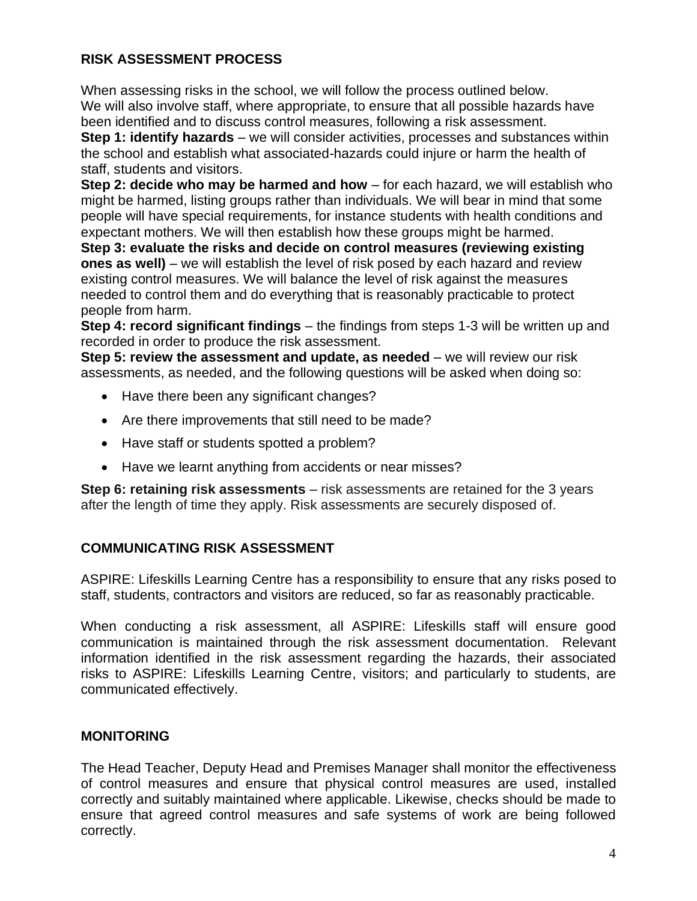## RISK ASSESSMENT PROCESS

When assessing risks in the school, we will follow the process outlined below. We will also involve staff, where appropriate, to ensure that all possible hazards have been identified and to discuss control measures, following a risk assessment.

**Step 1: identify hazards** – we will consider activities, processes and substances within the school and establish what associated-hazards could injure or harm the health of staff, students and visitors.

**Step 2: decide who may be harmed and how** – for each hazard, we will establish who might be harmed, listing groups rather than individuals. We will bear in mind that some people will have special requirements, for instance students with health conditions and expectant mothers. We will then establish how these groups might be harmed.

**Step 3: evaluate the risks and decide on control measures (reviewing existing ones as well)** – we will establish the level of risk posed by each hazard and review existing control measures. We will balance the level of risk against the measures needed to control them and do everything that is reasonably practicable to protect people from harm.

**Step 4: record significant findings** – the findings from steps 1-3 will be written up and recorded in order to produce the risk assessment.

**Step 5: review the assessment and update, as needed** – we will review our risk assessments, as needed, and the following questions will be asked when doing so:

- Have there been any significant changes?
- Are there improvements that still need to be made?
- Have staff or students spotted a problem?
- Have we learnt anything from accidents or near misses?

**Step 6: retaining risk assessments** – risk assessments are retained for the 3 years after the length of time they apply. Risk assessments are securely disposed of.

## COMMUNICATING RISK ASSESSMENT

ASPIRE: Lifeskills Learning Centre has a responsibility to ensure that any risks posed to staff, students, contractors and visitors are reduced, so far as reasonably practicable.

When conducting a risk assessment, all ASPIRE: Lifeskills staff will ensure good communication is maintained through the risk assessment documentation. Relevant information identified in the risk assessment regarding the hazards, their associated risks to ASPIRE: Lifeskills Learning Centre, visitors; and particularly to students, are communicated effectively.

## MONITORING

The Head Teacher, Deputy Head and Premises Manager shall monitor the effectiveness of control measures and ensure that physical control measures are used, installed correctly and suitably maintained where applicable. Likewise, checks should be made to ensure that agreed control measures and safe systems of work are being followed correctly.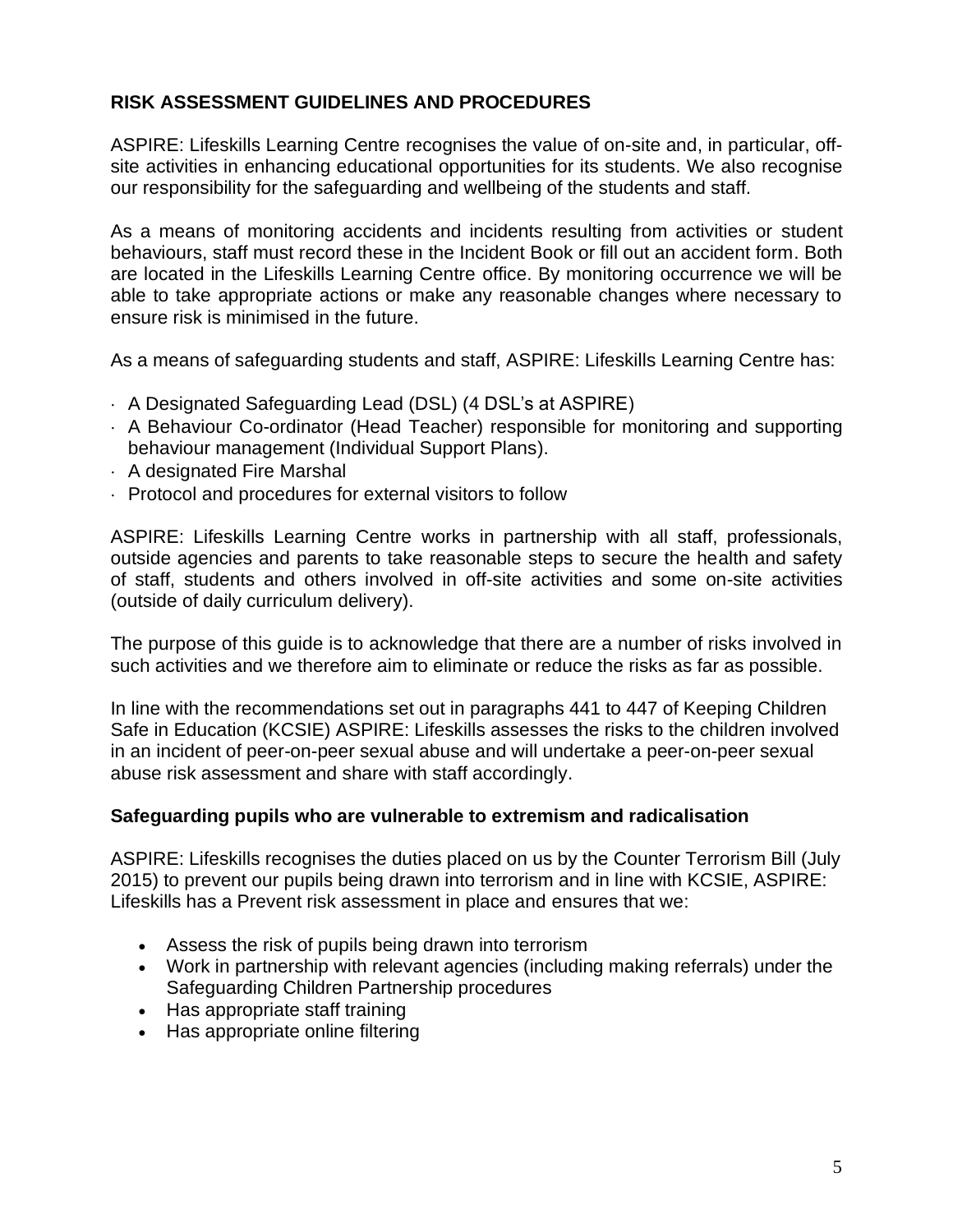## RISK ASSESSMENT GUIDELINES AND PROCEDURES

ASPIRE: Lifeskills Learning Centre recognises the value of on-site and, in particular, off-site activities in enhancing educational opportunities for its students. We also recognise our responsibility for the safeguarding and wellbeing of the students and staff.

As a means of monitoring accidents and incidents resulting from activities or student behaviours, staff must record these in the Incident Book or fill out an accident form. Both are located in the Lifeskills Learning Centre office. By monitoring occurrence we will be able to take appropriate actions or make any reasonable changes where necessary to ensure risk is minimised in the future.

As a means of safeguarding students and staff, ASPIRE: Lifeskills Learning Centre has:

- A Designated Safeguarding Lead (DSL) (4 DSL's at ASPIRE)
- A Behaviour Co-ordinator (Head Teacher) responsible for monitoring and supporting behaviour management (Individual Support Plans).
- A designated Fire Marshal
- Protocol and procedures for external visitors to follow

ASPIRE: Lifeskills Learning Centre works in partnership with all staff, professionals, outside agencies and parents to take reasonable steps to secure the health and safety of staff, students and others involved in off-site activities and some on-site activities (outside of daily curriculum delivery).

The purpose of this guide is to acknowledge that there are a number of risks involved in such activities and we therefore aim to eliminate or reduce the risks as far as possible.

In line with the recommendations set out in paragraphs 441 to 447 of Keeping Children Safe in Education (KCSIE) ASPIRE: Lifeskills assesses the risks to the children involved in an incident of peer-on-peer sexual abuse and will undertake a peer-on-peer sexual abuse risk assessment and share with staff accordingly.

### Safeguarding pupils who are vulnerable to extremism and radicalisation

ASPIRE: Lifeskills recognises the duties placed on us by the Counter Terrorism Bill (July 2015) to prevent our pupils being drawn into terrorism and in line with KCSIE, ASPIRE: Lifeskills has a Prevent risk assessment in place and ensures that we:

- Assess the risk of pupils being drawn into terrorism
- Work in partnership with relevant agencies (including making referrals) under the Safeguarding Children Partnership procedures
- Has appropriate staff training
- Has appropriate online filtering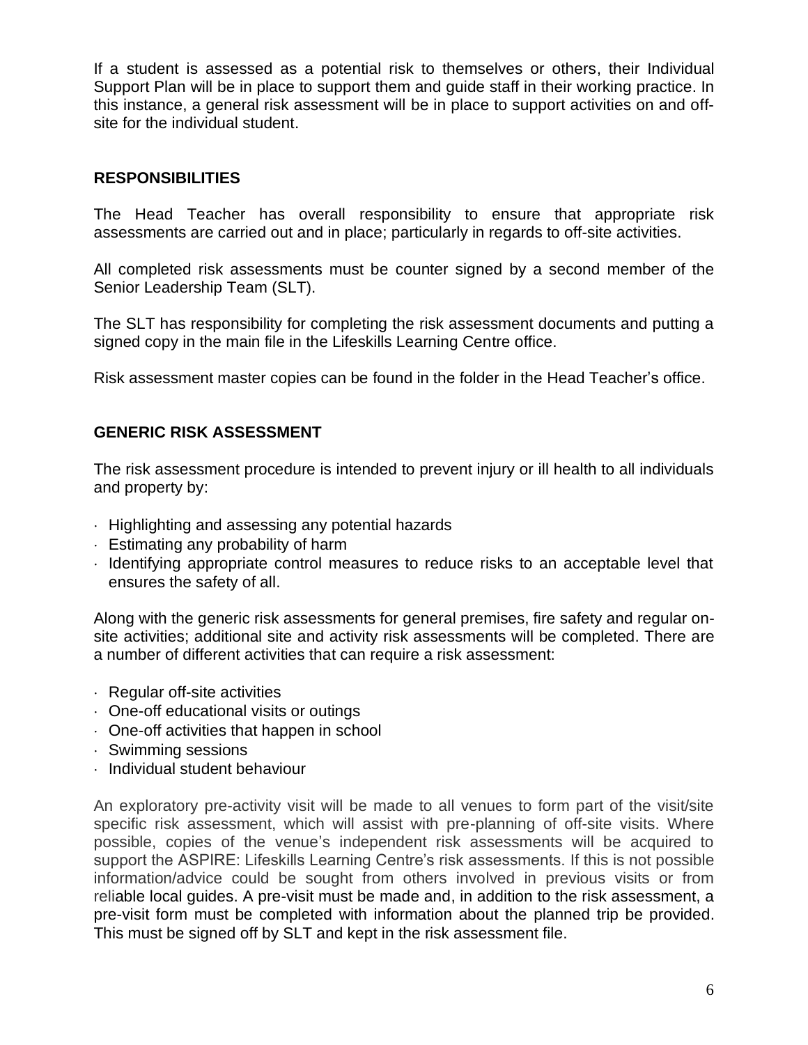If a student is assessed as a potential risk to themselves or others, their Individual Support Plan will be in place to support them and guide staff in their working practice. In this instance, a general risk assessment will be in place to support activities on and off-site for the individual student.

## RESPONSIBILITIES

The Head Teacher has overall responsibility to ensure that appropriate risk assessments are carried out and in place; particularly in regards to off-site activities.

All completed risk assessments must be counter signed by a second member of the Senior Leadership Team (SLT).

The SLT has responsibility for completing the risk assessment documents and putting a signed copy in the main file in the Lifeskills Learning Centre office.

Risk assessment master copies can be found in the folder in the Head Teacher's office.

## GENERIC RISK ASSESSMENT

The risk assessment procedure is intended to prevent injury or ill health to all individuals and property by:

- Highlighting and assessing any potential hazards
- Estimating any probability of harm
- Identifying appropriate control measures to reduce risks to an acceptable level that ensures the safety of all.

Along with the generic risk assessments for general premises, fire safety and regular on-site activities; additional site and activity risk assessments will be completed. There are a number of different activities that can require a risk assessment:

- Regular off-site activities
- One-off educational visits or outings
- One-off activities that happen in school
- Swimming sessions
- Individual student behaviour

An exploratory pre-activity visit will be made to all venues to form part of the visit/site specific risk assessment, which will assist with pre-planning of off-site visits. Where possible, copies of the venue's independent risk assessments will be acquired to support the ASPIRE: Lifeskills Learning Centre's risk assessments. If this is not possible information/advice could be sought from others involved in previous visits or from reliable local guides. A pre-visit must be made and, in addition to the risk assessment, a pre-visit form must be completed with information about the planned trip be provided. This must be signed off by SLT and kept in the risk assessment file.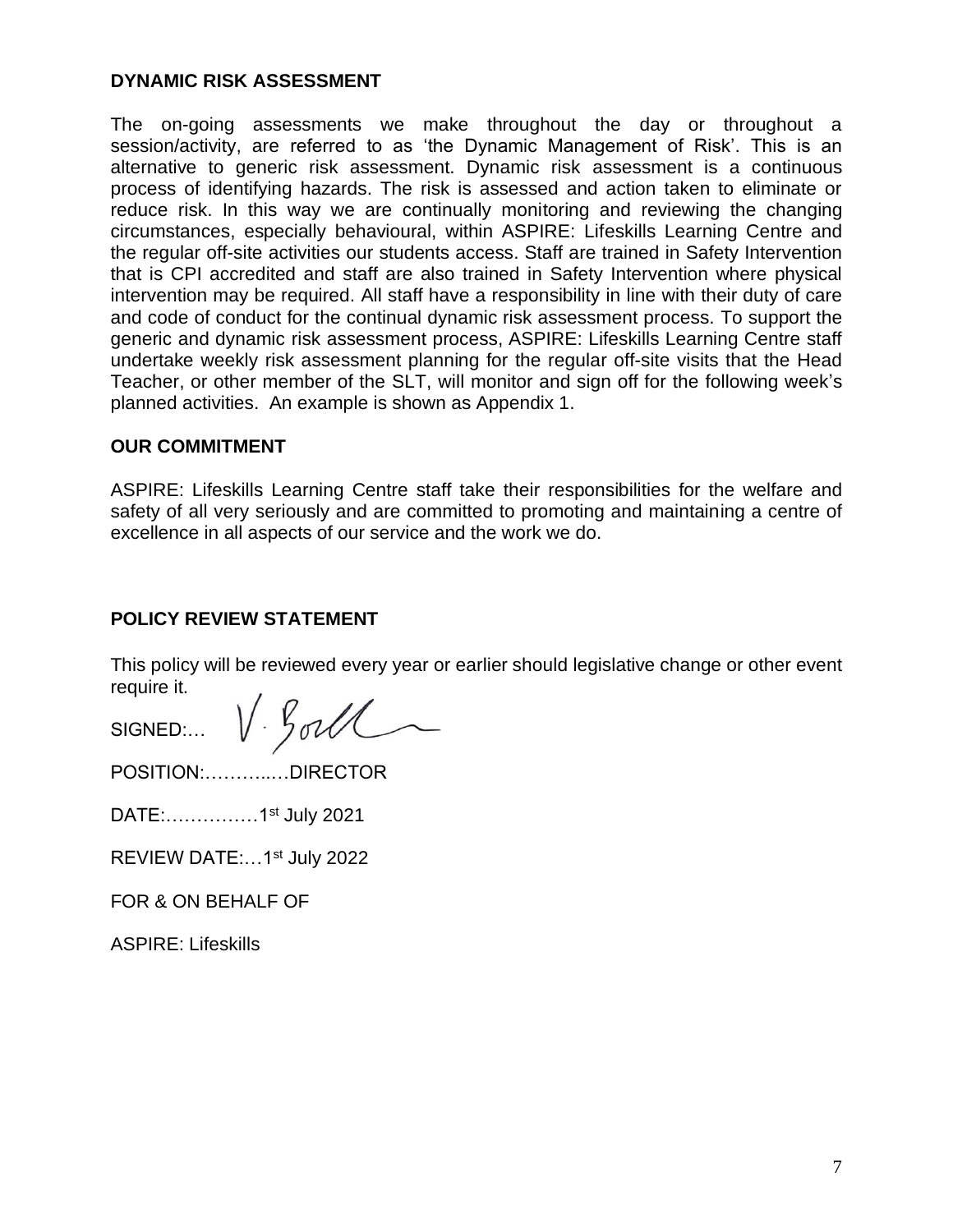## DYNAMIC RISK ASSESSMENT

The on-going assessments we make throughout the day or throughout a session/activity, are referred to as 'the Dynamic Management of Risk'. This is an alternative to generic risk assessment. Dynamic risk assessment is a continuous process of identifying hazards. The risk is assessed and action taken to eliminate or reduce risk. In this way we are continually monitoring and reviewing the changing circumstances, especially behavioural, within ASPIRE: Lifeskills Learning Centre and the regular off-site activities our students access. Staff are trained in Safety Intervention that is CPI accredited and staff are also trained in Safety Intervention where physical intervention may be required. All staff have a responsibility in line with their duty of care and code of conduct for the continual dynamic risk assessment process. To support the generic and dynamic risk assessment process, ASPIRE: Lifeskills Learning Centre staff undertake weekly risk assessment planning for the regular off-site visits that the Head Teacher, or other member of the SLT, will monitor and sign off for the following week's planned activities. An example is shown as Appendix 1.

## OUR COMMITMENT

ASPIRE: Lifeskills Learning Centre staff take their responsibilities for the welfare and safety of all very seriously and are committed to promoting and maintaining a centre of excellence in all aspects of our service and the work we do.

## POLICY REVIEW STATEMENT

This policy will be reviewed every year or earlier should legislative change or other event require it.

SIGNED:… V. Boll

POSITION:………..…DIRECTOR

DATE:……………1st July 2021

REVIEW DATE:…1st July 2022

FOR & ON BEHALF OF

ASPIRE: Lifeskills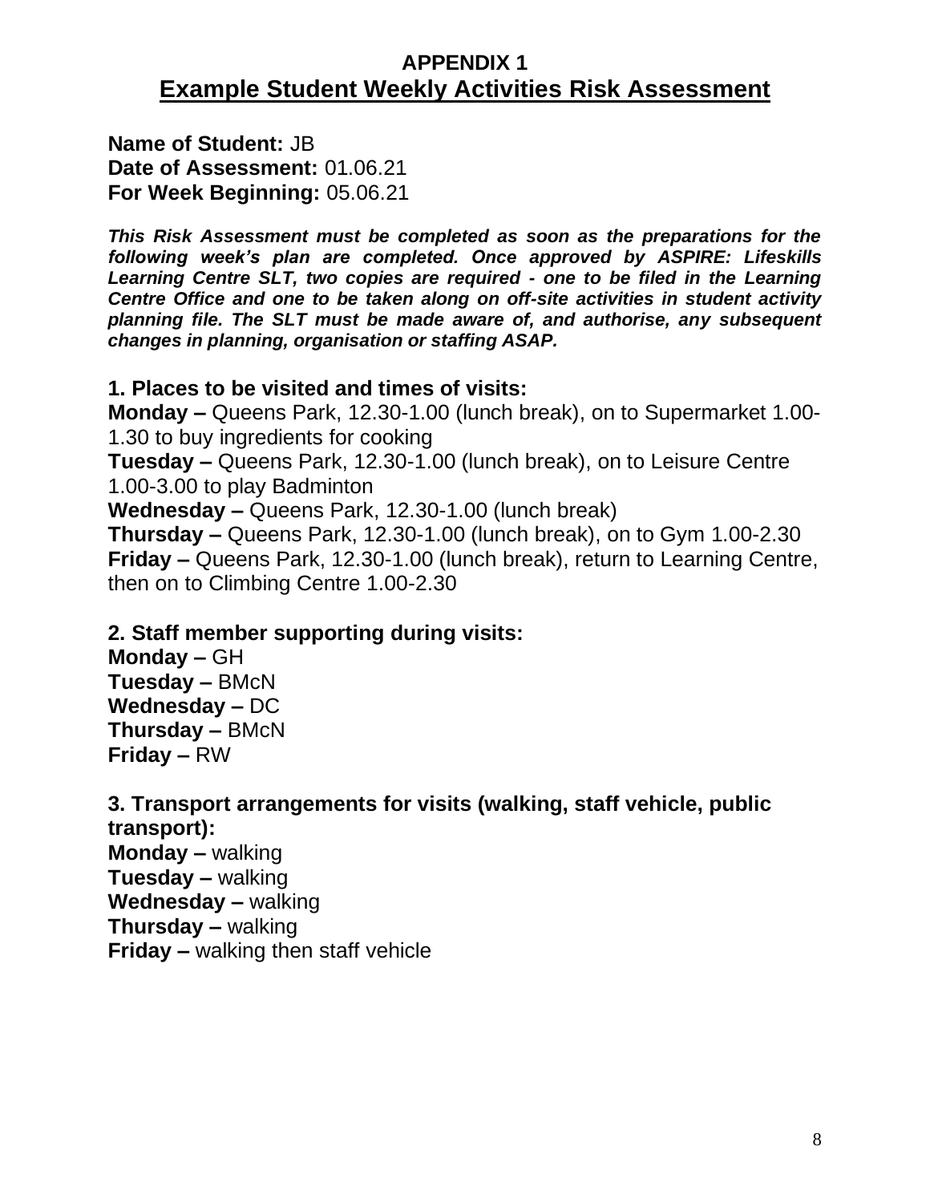## APPENDIX 1

# Example Student Weekly Activities Risk Assessment

**Name of Student:** JB
**Date of Assessment:** 01.06.21
**For Week Beginning:** 05.06.21

***This Risk Assessment must be completed as soon as the preparations for the following week's plan are completed. Once approved by ASPIRE: Lifeskills Learning Centre SLT, two copies are required - one to be filed in the Learning Centre Office and one to be taken along on off-site activities in student activity planning file. The SLT must be made aware of, and authorise, any subsequent changes in planning, organisation or staffing ASAP.***

### 1. Places to be visited and times of visits:

**Monday –** Queens Park, 12.30-1.00 (lunch break), on to Supermarket 1.00-1.30 to buy ingredients for cooking
**Tuesday –** Queens Park, 12.30-1.00 (lunch break), on to Leisure Centre 1.00-3.00 to play Badminton
**Wednesday –** Queens Park, 12.30-1.00 (lunch break)
**Thursday –** Queens Park, 12.30-1.00 (lunch break), on to Gym 1.00-2.30
**Friday –** Queens Park, 12.30-1.00 (lunch break), return to Learning Centre, then on to Climbing Centre 1.00-2.30

### 2. Staff member supporting during visits:

**Monday –** GH
**Tuesday –** BMcN
**Wednesday –** DC
**Thursday –** BMcN
**Friday –** RW

### 3. Transport arrangements for visits (walking, staff vehicle, public transport):

**Monday –** walking
**Tuesday –** walking
**Wednesday –** walking
**Thursday –** walking
**Friday –** walking then staff vehicle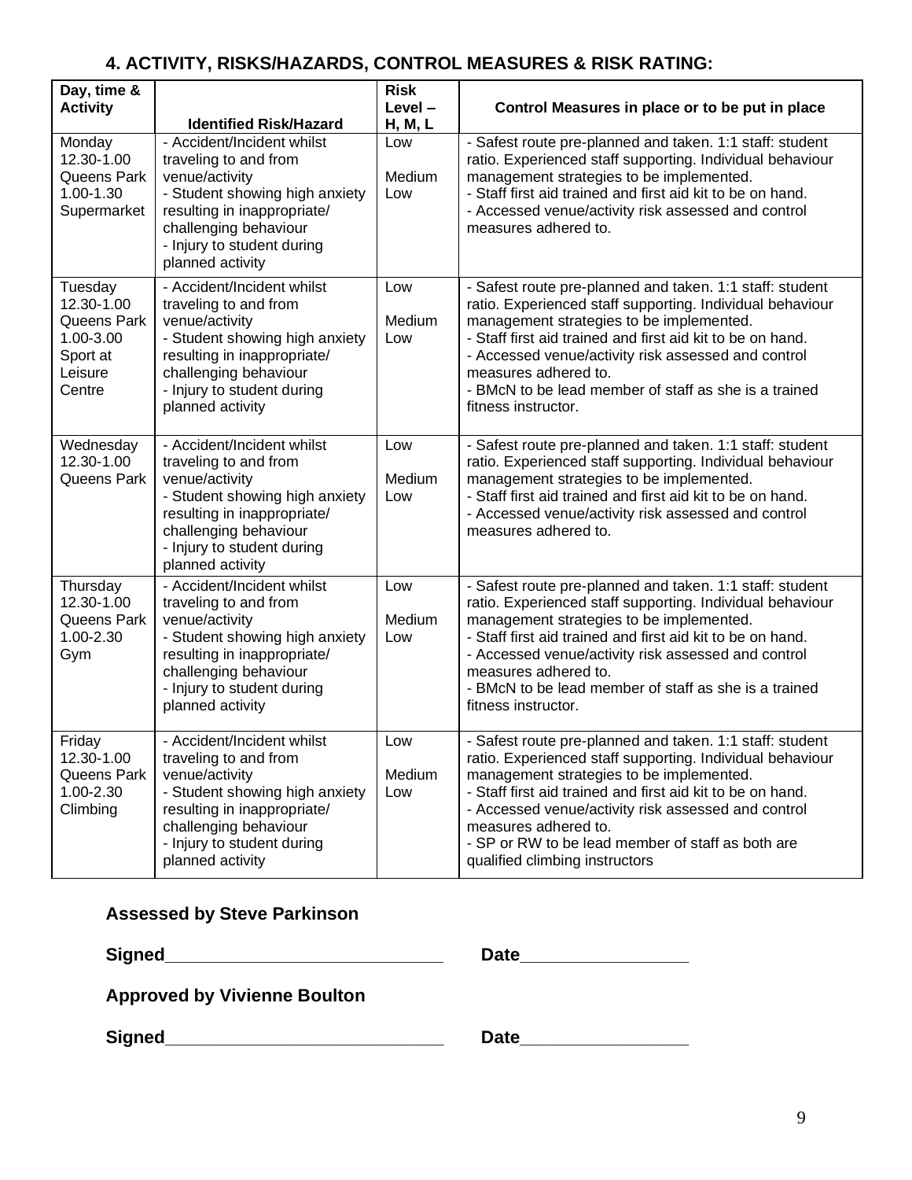## 4. ACTIVITY, RISKS/HAZARDS, CONTROL MEASURES & RISK RATING:

| Day, time & Activity | Identified Risk/Hazard | Risk Level – H, M, L | Control Measures in place or to be put in place |
|---|---|---|---|
| Monday 12.30-1.00 Queens Park 1.00-1.30 Supermarket | - Accident/Incident whilst traveling to and from venue/activity<br>- Student showing high anxiety resulting in inappropriate/ challenging behaviour<br>- Injury to student during planned activity | Low<br><br>Medium<br>Low | - Safest route pre-planned and taken. 1:1 staff: student ratio. Experienced staff supporting. Individual behaviour management strategies to be implemented.<br>- Staff first aid trained and first aid kit to be on hand.<br>- Accessed venue/activity risk assessed and control measures adhered to. |
| Tuesday 12.30-1.00 Queens Park 1.00-3.00 Sport at Leisure Centre | - Accident/Incident whilst traveling to and from venue/activity<br>- Student showing high anxiety resulting in inappropriate/ challenging behaviour<br>- Injury to student during planned activity | Low<br><br>Medium<br>Low | - Safest route pre-planned and taken. 1:1 staff: student ratio. Experienced staff supporting. Individual behaviour management strategies to be implemented.<br>- Staff first aid trained and first aid kit to be on hand.<br>- Accessed venue/activity risk assessed and control measures adhered to.<br>- BMcN to be lead member of staff as she is a trained fitness instructor. |
| Wednesday 12.30-1.00 Queens Park | - Accident/Incident whilst traveling to and from venue/activity<br>- Student showing high anxiety resulting in inappropriate/ challenging behaviour<br>- Injury to student during planned activity | Low<br><br>Medium<br>Low | - Safest route pre-planned and taken. 1:1 staff: student ratio. Experienced staff supporting. Individual behaviour management strategies to be implemented.<br>- Staff first aid trained and first aid kit to be on hand.<br>- Accessed venue/activity risk assessed and control measures adhered to. |
| Thursday 12.30-1.00 Queens Park 1.00-2.30 Gym | - Accident/Incident whilst traveling to and from venue/activity<br>- Student showing high anxiety resulting in inappropriate/ challenging behaviour<br>- Injury to student during planned activity | Low<br><br>Medium<br>Low | - Safest route pre-planned and taken. 1:1 staff: student ratio. Experienced staff supporting. Individual behaviour management strategies to be implemented.<br>- Staff first aid trained and first aid kit to be on hand.<br>- Accessed venue/activity risk assessed and control measures adhered to.<br>- BMcN to be lead member of staff as she is a trained fitness instructor. |
| Friday 12.30-1.00 Queens Park 1.00-2.30 Climbing | - Accident/Incident whilst traveling to and from venue/activity<br>- Student showing high anxiety resulting in inappropriate/ challenging behaviour<br>- Injury to student during planned activity | Low<br><br>Medium<br>Low | - Safest route pre-planned and taken. 1:1 staff: student ratio. Experienced staff supporting. Individual behaviour management strategies to be implemented.<br>- Staff first aid trained and first aid kit to be on hand.<br>- Accessed venue/activity risk assessed and control measures adhered to.<br>- SP or RW to be lead member of staff as both are qualified climbing instructors |

**Assessed by Steve Parkinson**

**Signed_____________________________ Date_________________**

**Approved by Vivienne Boulton**

**Signed_____________________________ Date_________________**